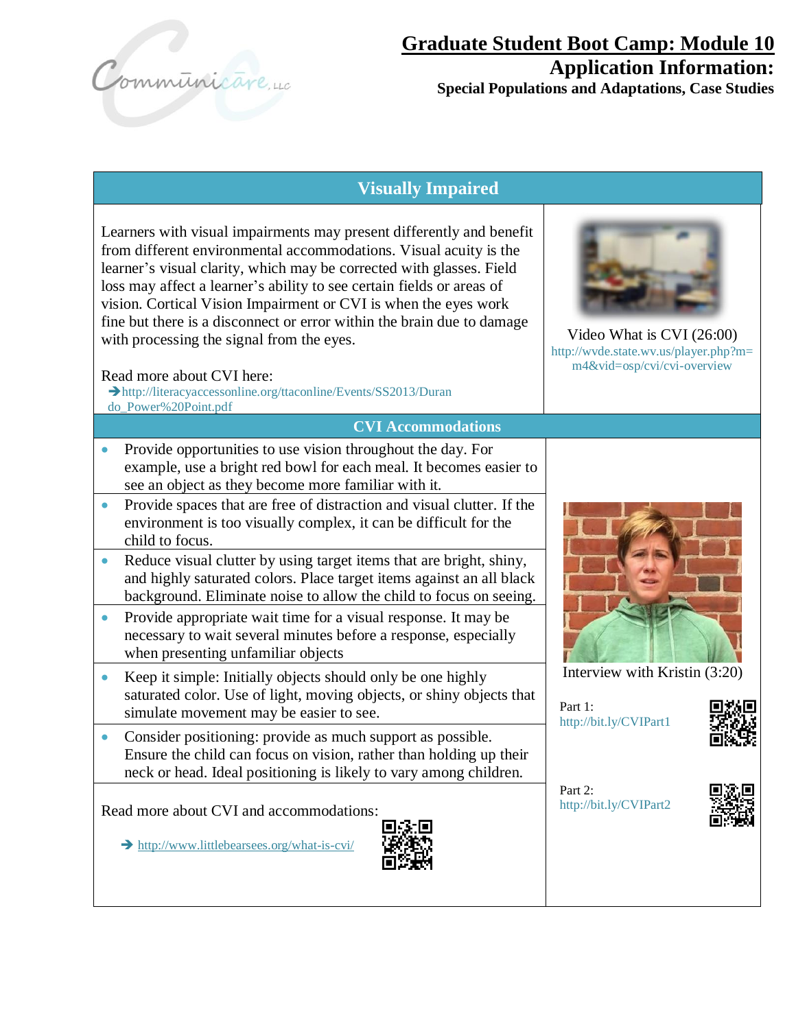# Graduate Student Boot Camp: Module 10

## Application Information:

### Special Populations and Adaptations, Case Studies

## Visually Impaired

Learners with visual impairments may present differently and benefit from different environmental accommodations. Visual acuity is the learner's visual clarity, which may be corrected with glasses. Field loss may affect a learner's ability to see certain fields or areas of vision. Cortical Vision Impairment or CVI is when the eyes work fine but there is a disconnect or error within the brain due to damage with processing the signal from the eyes.

Read more about CVI here:
➔http://literacyaccessonline.org/ttaconline/Events/SS2013/Durando_Power%20Point.pdf

Video What is CVI (26:00)
http://wvde.state.wv.us/player.php?m=m4&vid=osp/cvi/cvi-overview

## CVI Accommodations

- Provide opportunities to use vision throughout the day. For example, use a bright red bowl for each meal. It becomes easier to see an object as they become more familiar with it.
- Provide spaces that are free of distraction and visual clutter. If the environment is too visually complex, it can be difficult for the child to focus.
- Reduce visual clutter by using target items that are bright, shiny, and highly saturated colors. Place target items against an all black background. Eliminate noise to allow the child to focus on seeing.
- Provide appropriate wait time for a visual response. It may be necessary to wait several minutes before a response, especially when presenting unfamiliar objects
- Keep it simple: Initially objects should only be one highly saturated color. Use of light, moving objects, or shiny objects that simulate movement may be easier to see.
- Consider positioning: provide as much support as possible. Ensure the child can focus on vision, rather than holding up their neck or head. Ideal positioning is likely to vary among children.

Read more about CVI and accommodations:

➔ http://www.littlebearsees.org/what-is-cvi/

Interview with Kristin (3:20)

Part 1:
http://bit.ly/CVIPart1

Part 2:
http://bit.ly/CVIPart2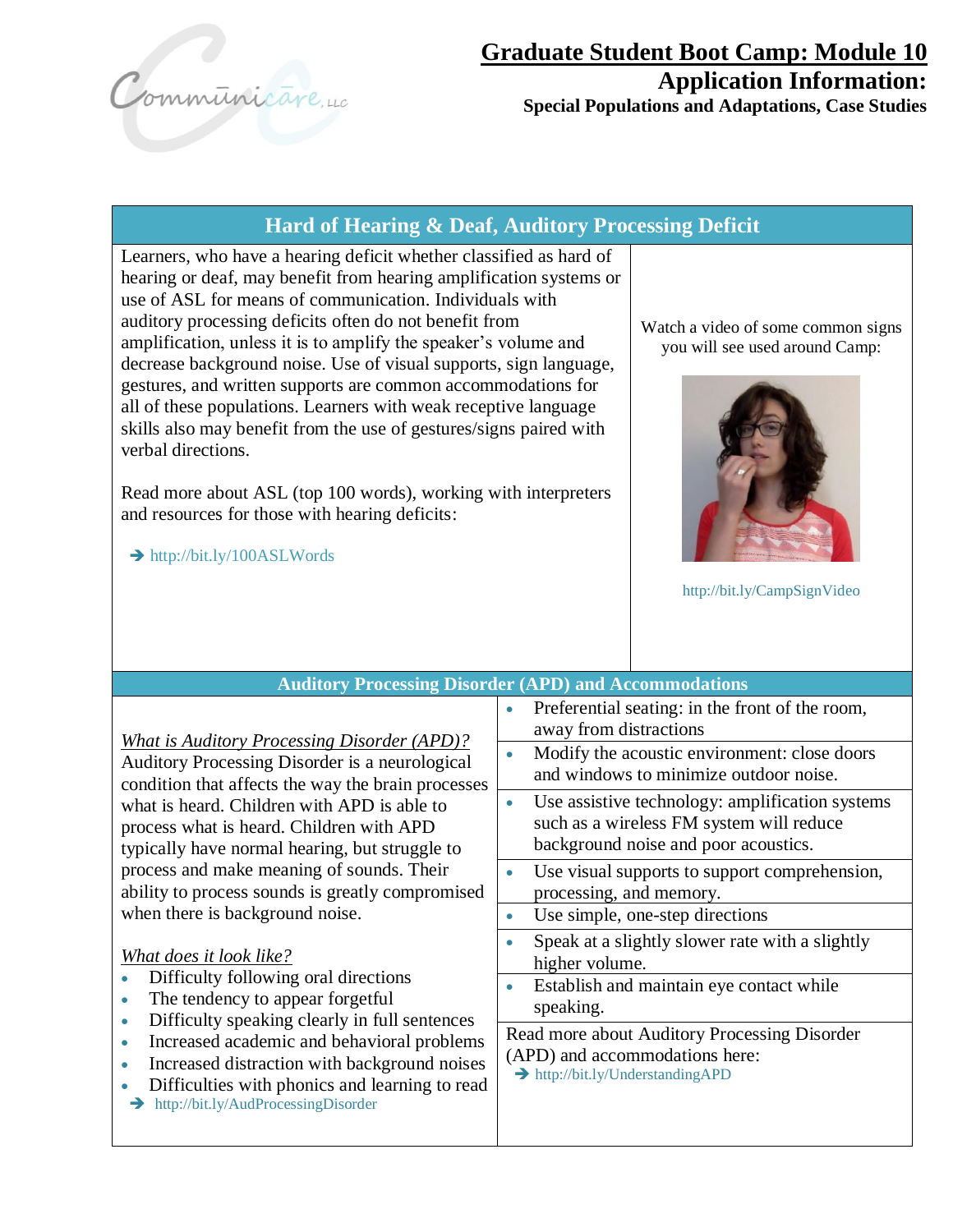# Graduate Student Boot Camp: Module 10

## Application Information:

### Special Populations and Adaptations, Case Studies

## Hard of Hearing & Deaf, Auditory Processing Deficit

Learners, who have a hearing deficit whether classified as hard of hearing or deaf, may benefit from hearing amplification systems or use of ASL for means of communication. Individuals with auditory processing deficits often do not benefit from amplification, unless it is to amplify the speaker's volume and decrease background noise. Use of visual supports, sign language, gestures, and written supports are common accommodations for all of these populations. Learners with weak receptive language skills also may benefit from the use of gestures/signs paired with verbal directions.

Read more about ASL (top 100 words), working with interpreters and resources for those with hearing deficits:

➔ http://bit.ly/100ASLWords

Watch a video of some common signs you will see used around Camp:

http://bit.ly/CampSignVideo

## Auditory Processing Disorder (APD) and Accommodations

*What is Auditory Processing Disorder (APD)?*
Auditory Processing Disorder is a neurological condition that affects the way the brain processes what is heard. Children with APD is able to process what is heard. Children with APD typically have normal hearing, but struggle to process and make meaning of sounds. Their ability to process sounds is greatly compromised when there is background noise.

*What does it look like?*

- Difficulty following oral directions
- The tendency to appear forgetful
- Difficulty speaking clearly in full sentences
- Increased academic and behavioral problems
- Increased distraction with background noises
- Difficulties with phonics and learning to read

➔ http://bit.ly/AudProcessingDisorder

- Preferential seating: in the front of the room, away from distractions
- Modify the acoustic environment: close doors and windows to minimize outdoor noise.
- Use assistive technology: amplification systems such as a wireless FM system will reduce background noise and poor acoustics.
- Use visual supports to support comprehension, processing, and memory.
- Use simple, one-step directions
- Speak at a slightly slower rate with a slightly higher volume.
- Establish and maintain eye contact while speaking.

Read more about Auditory Processing Disorder (APD) and accommodations here:

➔ http://bit.ly/UnderstandingAPD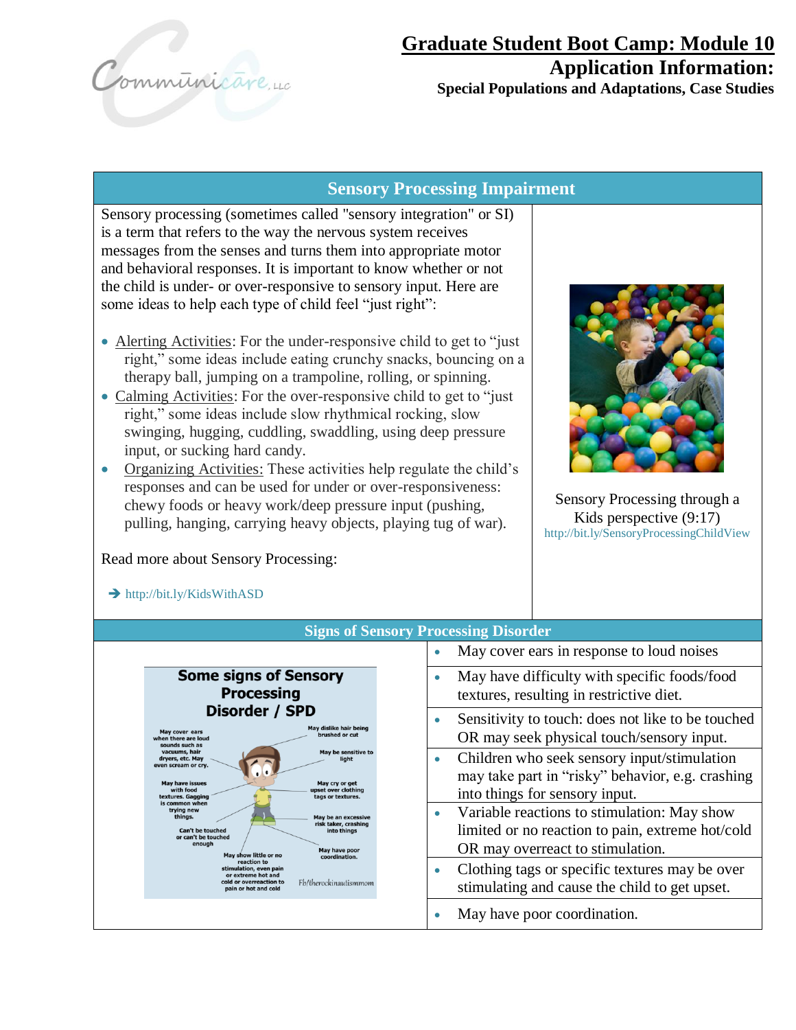# Graduate Student Boot Camp: Module 10

## Application Information:

### Special Populations and Adaptations, Case Studies

## Sensory Processing Impairment

Sensory processing (sometimes called "sensory integration" or SI) is a term that refers to the way the nervous system receives messages from the senses and turns them into appropriate motor and behavioral responses. It is important to know whether or not the child is under- or over-responsive to sensory input. Here are some ideas to help each type of child feel "just right":

- Alerting Activities: For the under-responsive child to get to "just right," some ideas include eating crunchy snacks, bouncing on a therapy ball, jumping on a trampoline, rolling, or spinning.
- Calming Activities: For the over-responsive child to get to "just right," some ideas include slow rhythmical rocking, slow swinging, hugging, cuddling, swaddling, using deep pressure input, or sucking hard candy.
- Organizing Activities: These activities help regulate the child's responses and can be used for under or over-responsiveness: chewy foods or heavy work/deep pressure input (pushing, pulling, hanging, carrying heavy objects, playing tug of war).

Read more about Sensory Processing:

➔ http://bit.ly/KidsWithASD

Sensory Processing through a Kids perspective (9:17)
http://bit.ly/SensoryProcessingChildView

## Signs of Sensory Processing Disorder

- May cover ears in response to loud noises
- May have difficulty with specific foods/food textures, resulting in restrictive diet.
- Sensitivity to touch: does not like to be touched OR may seek physical touch/sensory input.
- Children who seek sensory input/stimulation may take part in "risky" behavior, e.g. crashing into things for sensory input.
- Variable reactions to stimulation: May show limited or no reaction to pain, extreme hot/cold OR may overreact to stimulation.
- Clothing tags or specific textures may be over stimulating and cause the child to get upset.
- May have poor coordination.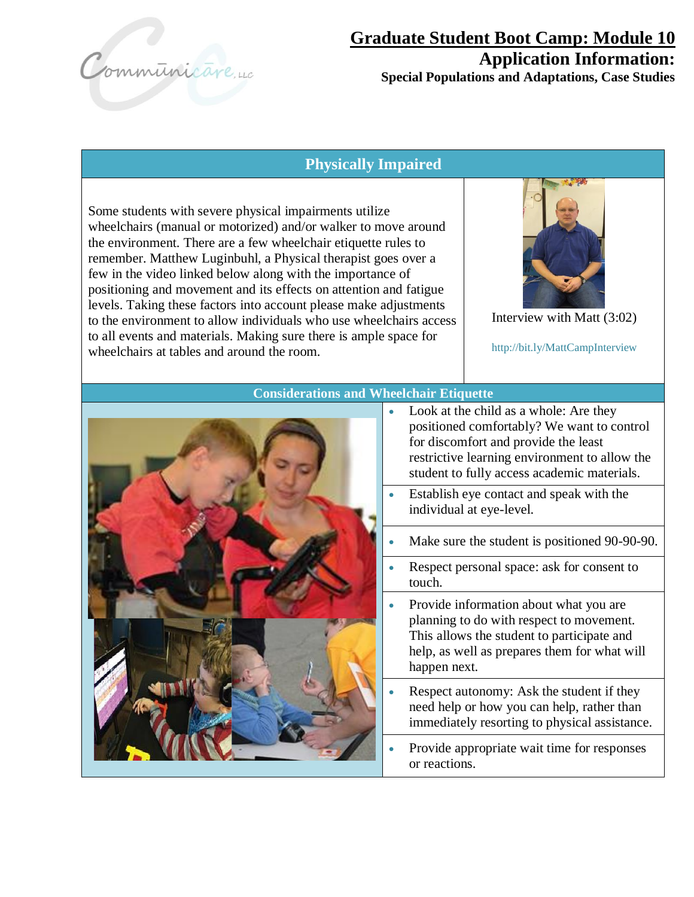# Graduate Student Boot Camp: Module 10

## Application Information:

### Special Populations and Adaptations, Case Studies

## Physically Impaired

Some students with severe physical impairments utilize wheelchairs (manual or motorized) and/or walker to move around the environment. There are a few wheelchair etiquette rules to remember. Matthew Luginbuhl, a Physical therapist goes over a few in the video linked below along with the importance of positioning and movement and its effects on attention and fatigue levels. Taking these factors into account please make adjustments to the environment to allow individuals who use wheelchairs access to all events and materials. Making sure there is ample space for wheelchairs at tables and around the room.

Interview with Matt (3:02)

http://bit.ly/MattCampInterview

## Considerations and Wheelchair Etiquette

- Look at the child as a whole: Are they positioned comfortably? We want to control for discomfort and provide the least restrictive learning environment to allow the student to fully access academic materials.
- Establish eye contact and speak with the individual at eye-level.
- Make sure the student is positioned 90-90-90.
- Respect personal space: ask for consent to touch.
- Provide information about what you are planning to do with respect to movement. This allows the student to participate and help, as well as prepares them for what will happen next.
- Respect autonomy: Ask the student if they need help or how you can help, rather than immediately resorting to physical assistance.
- Provide appropriate wait time for responses or reactions.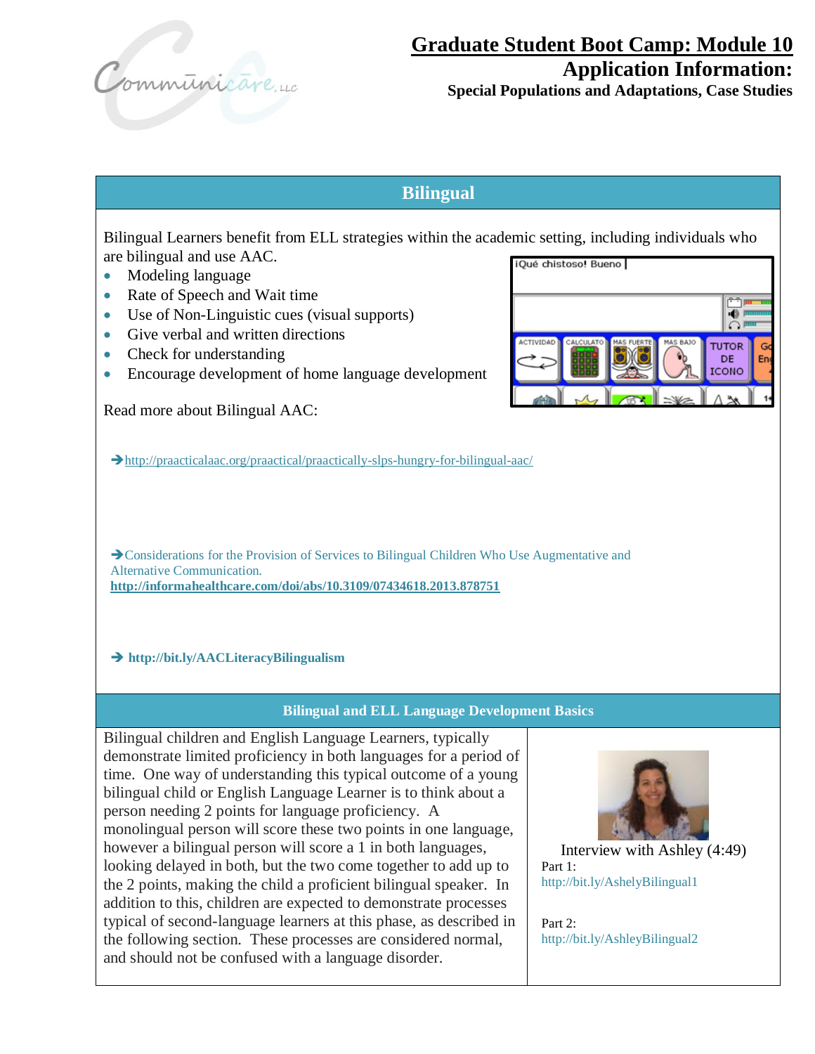# Graduate Student Boot Camp: Module 10

## Application Information:

### Special Populations and Adaptations, Case Studies

## Bilingual

Bilingual Learners benefit from ELL strategies within the academic setting, including individuals who are bilingual and use AAC.

- Modeling language
- Rate of Speech and Wait time
- Use of Non-Linguistic cues (visual supports)
- Give verbal and written directions
- Check for understanding
- Encourage development of home language development

Read more about Bilingual AAC:

→http://praacticalaac.org/praactical/praactically-slps-hungry-for-bilingual-aac/

→Considerations for the Provision of Services to Bilingual Children Who Use Augmentative and Alternative Communication.
**http://informahealthcare.com/doi/abs/10.3109/07434618.2013.878751**

→ **http://bit.ly/AACLiteracyBilingualism**

### Bilingual and ELL Language Development Basics

Bilingual children and English Language Learners, typically demonstrate limited proficiency in both languages for a period of time. One way of understanding this typical outcome of a young bilingual child or English Language Learner is to think about a person needing 2 points for language proficiency. A monolingual person will score these two points in one language, however a bilingual person will score a 1 in both languages, looking delayed in both, but the two come together to add up to the 2 points, making the child a proficient bilingual speaker. In addition to this, children are expected to demonstrate processes typical of second-language learners at this phase, as described in the following section. These processes are considered normal, and should not be confused with a language disorder.

Interview with Ashley (4:49)

Part 1:
http://bit.ly/AshelyBilingual1

Part 2:
http://bit.ly/AshleyBilingual2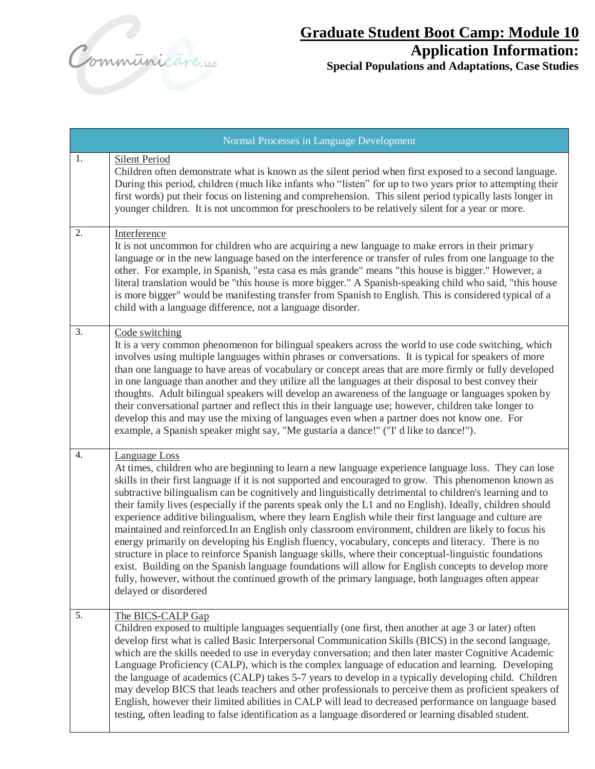# Graduate Student Boot Camp: Module 10

## Application Information:

### Special Populations and Adaptations, Case Studies

| Normal Processes in Language Development | |
|---|---|
| 1. | Silent Period<br>Children often demonstrate what is known as the silent period when first exposed to a second language. During this period, children (much like infants who "listen" for up to two years prior to attempting their first words) put their focus on listening and comprehension. This silent period typically lasts longer in younger children. It is not uncommon for preschoolers to be relatively silent for a year or more. |
| 2. | Interference<br>It is not uncommon for children who are acquiring a new language to make errors in their primary language or in the new language based on the interference or transfer of rules from one language to the other. For example, in Spanish, "esta casa es más grande" means "this house is bigger." However, a literal translation would be "this house is more bigger." A Spanish-speaking child who said, "this house is more bigger" would be manifesting transfer from Spanish to English. This is considered typical of a child with a language difference, not a language disorder. |
| 3. | Code switching<br>It is a very common phenomenon for bilingual speakers across the world to use code switching, which involves using multiple languages within phrases or conversations. It is typical for speakers of more than one language to have areas of vocabulary or concept areas that are more firmly or fully developed in one language than another and they utilize all the languages at their disposal to best convey their thoughts. Adult bilingual speakers will develop an awareness of the language or languages spoken by their conversational partner and reflect this in their language use; however, children take longer to develop this and may use the mixing of languages even when a partner does not know one. For example, a Spanish speaker might say, "Me gustaría a dance!" ("I' d like to dance!"). |
| 4. | Language Loss<br>At times, children who are beginning to learn a new language experience language loss. They can lose skills in their first language if it is not supported and encouraged to grow. This phenomenon known as subtractive bilingualism can be cognitively and linguistically detrimental to children's learning and to their family lives (especially if the parents speak only the L1 and no English). Ideally, children should experience additive bilingualism, where they learn English while their first language and culture are maintained and reinforced.In an English only classroom environment, children are likely to focus his energy primarily on developing his English fluency, vocabulary, concepts and literacy. There is no structure in place to reinforce Spanish language skills, where their conceptual-linguistic foundations exist. Building on the Spanish language foundations will allow for English concepts to develop more fully, however, without the continued growth of the primary language, both languages often appear delayed or disordered |
| 5. | The BICS-CALP Gap<br>Children exposed to multiple languages sequentially (one first, then another at age 3 or later) often develop first what is called Basic Interpersonal Communication Skills (BICS) in the second language, which are the skills needed to use in everyday conversation; and then later master Cognitive Academic Language Proficiency (CALP), which is the complex language of education and learning. Developing the language of academics (CALP) takes 5-7 years to develop in a typically developing child. Children may develop BICS that leads teachers and other professionals to perceive them as proficient speakers of English, however their limited abilities in CALP will lead to decreased performance on language based testing, often leading to false identification as a language disordered or learning disabled student. |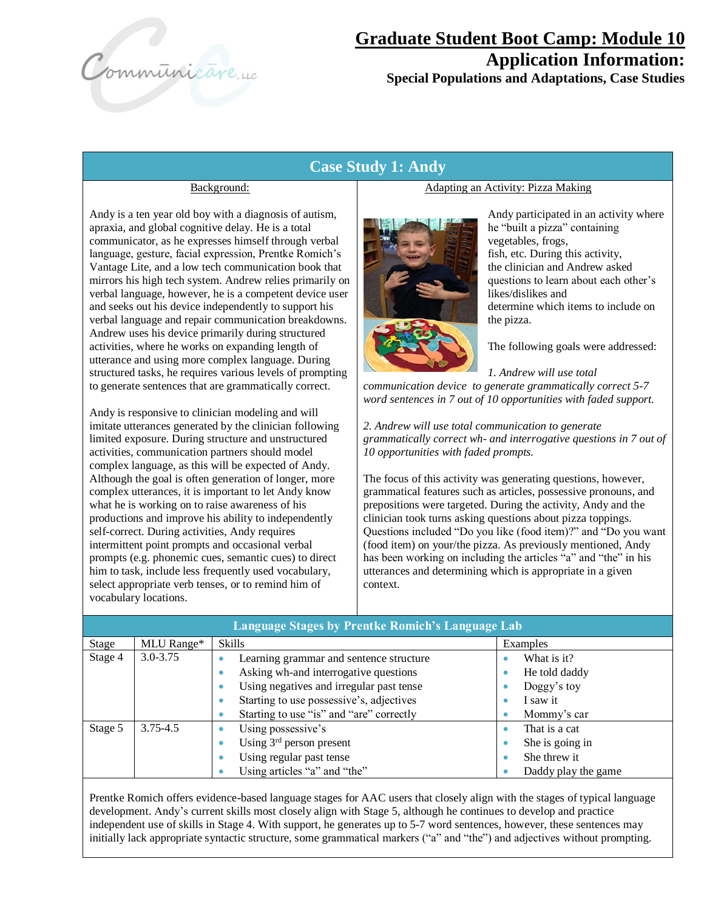# Graduate Student Boot Camp: Module 10

## Application Information:

### Special Populations and Adaptations, Case Studies

## Case Study 1: Andy

### Background:

Andy is a ten year old boy with a diagnosis of autism, apraxia, and global cognitive delay. He is a total communicator, as he expresses himself through verbal language, gesture, facial expression, Prentke Romich's Vantage Lite, and a low tech communication book that mirrors his high tech system. Andrew relies primarily on verbal language, however, he is a competent device user and seeks out his device independently to support his verbal language and repair communication breakdowns. Andrew uses his device primarily during structured activities, where he works on expanding length of utterance and using more complex language. During structured tasks, he requires various levels of prompting to generate sentences that are grammatically correct.

Andy is responsive to clinician modeling and will imitate utterances generated by the clinician following limited exposure. During structure and unstructured activities, communication partners should model complex language, as this will be expected of Andy. Although the goal is often generation of longer, more complex utterances, it is important to let Andy know what he is working on to raise awareness of his productions and improve his ability to independently self-correct. During activities, Andy requires intermittent point prompts and occasional verbal prompts (e.g. phonemic cues, semantic cues) to direct him to task, include less frequently used vocabulary, select appropriate verb tenses, or to remind him of vocabulary locations.

### Adapting an Activity: Pizza Making

Andy participated in an activity where he "built a pizza" containing vegetables, frogs, fish, etc. During this activity, the clinician and Andrew asked questions to learn about each other's likes/dislikes and determine which items to include on the pizza.

The following goals were addressed:

*1. Andrew will use total communication device to generate grammatically correct 5-7 word sentences in 7 out of 10 opportunities with faded support.*

*2. Andrew will use total communication to generate grammatically correct wh- and interrogative questions in 7 out of 10 opportunities with faded prompts.*

The focus of this activity was generating questions, however, grammatical features such as articles, possessive pronouns, and prepositions were targeted. During the activity, Andy and the clinician took turns asking questions about pizza toppings. Questions included "Do you like (food item)?" and "Do you want (food item) on your/the pizza. As previously mentioned, Andy has been working on including the articles "a" and "the" in his utterances and determining which is appropriate in a given context.

### Language Stages by Prentke Romich's Language Lab

| Stage | MLU Range* | Skills | Examples |
|---|---|---|---|
| Stage 4 | 3.0-3.75 | • Learning grammar and sentence structure<br>• Asking wh-and interrogative questions<br>• Using negatives and irregular past tense<br>• Starting to use possessive's, adjectives<br>• Starting to use "is" and "are" correctly | • What is it?<br>• He told daddy<br>• Doggy's toy<br>• I saw it<br>• Mommy's car |
| Stage 5 | 3.75-4.5 | • Using possessive's<br>• Using 3rd person present<br>• Using regular past tense<br>• Using articles "a" and "the" | • That is a cat<br>• She is going in<br>• She threw it<br>• Daddy play the game |

Prentke Romich offers evidence-based language stages for AAC users that closely align with the stages of typical language development. Andy's current skills most closely align with Stage 5, although he continues to develop and practice independent use of skills in Stage 4. With support, he generates up to 5-7 word sentences, however, these sentences may initially lack appropriate syntactic structure, some grammatical markers ("a" and "the") and adjectives without prompting.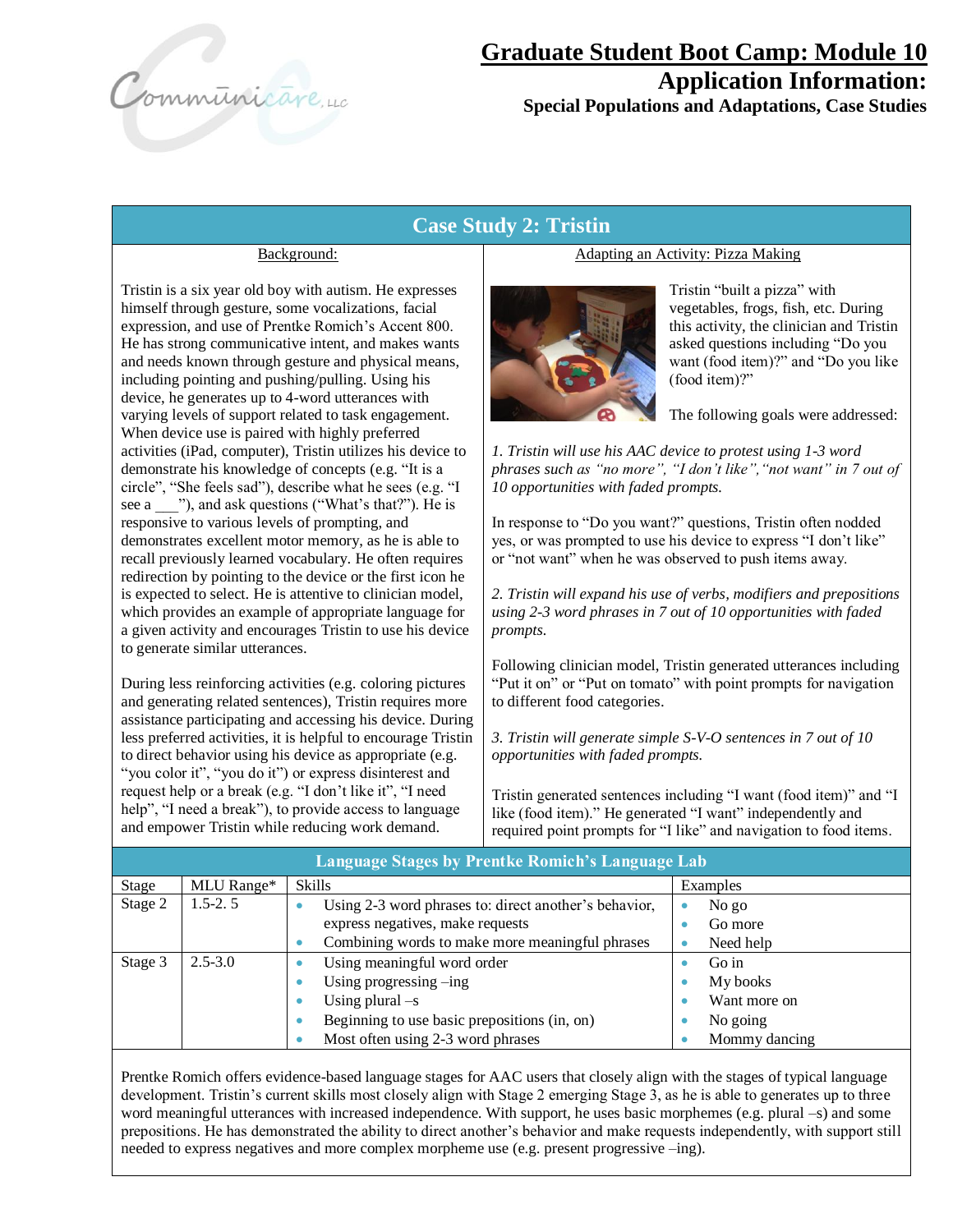# Graduate Student Boot Camp: Module 10

## Application Information:

### Special Populations and Adaptations, Case Studies

## Case Study 2: Tristin

### Background:

Tristin is a six year old boy with autism. He expresses himself through gesture, some vocalizations, facial expression, and use of Prentke Romich's Accent 800. He has strong communicative intent, and makes wants and needs known through gesture and physical means, including pointing and pushing/pulling. Using his device, he generates up to 4-word utterances with varying levels of support related to task engagement. When device use is paired with highly preferred activities (iPad, computer), Tristin utilizes his device to demonstrate his knowledge of concepts (e.g. "It is a circle", "She feels sad"), describe what he sees (e.g. "I see a ___"), and ask questions ("What's that?"). He is responsive to various levels of prompting, and demonstrates excellent motor memory, as he is able to recall previously learned vocabulary. He often requires redirection by pointing to the device or the first icon he is expected to select. He is attentive to clinician model, which provides an example of appropriate language for a given activity and encourages Tristin to use his device to generate similar utterances.

During less reinforcing activities (e.g. coloring pictures and generating related sentences), Tristin requires more assistance participating and accessing his device. During less preferred activities, it is helpful to encourage Tristin to direct behavior using his device as appropriate (e.g. "you color it", "you do it") or express disinterest and request help or a break (e.g. "I don't like it", "I need help", "I need a break"), to provide access to language and empower Tristin while reducing work demand.

### Adapting an Activity: Pizza Making

Tristin "built a pizza" with vegetables, frogs, fish, etc. During this activity, the clinician and Tristin asked questions including "Do you want (food item)?" and "Do you like (food item)?"

The following goals were addressed:

*1. Tristin will use his AAC device to protest using 1-3 word phrases such as "no more", "I don't like", "not want" in 7 out of 10 opportunities with faded prompts.*

In response to "Do you want?" questions, Tristin often nodded yes, or was prompted to use his device to express "I don't like" or "not want" when he was observed to push items away.

*2. Tristin will expand his use of verbs, modifiers and prepositions using 2-3 word phrases in 7 out of 10 opportunities with faded prompts.*

Following clinician model, Tristin generated utterances including "Put it on" or "Put on tomato" with point prompts for navigation to different food categories.

*3. Tristin will generate simple S-V-O sentences in 7 out of 10 opportunities with faded prompts.*

Tristin generated sentences including "I want (food item)" and "I like (food item)." He generated "I want" independently and required point prompts for "I like" and navigation to food items.

## Language Stages by Prentke Romich's Language Lab

| Stage | MLU Range* | Skills | Examples |
|---|---|---|---|
| Stage 2 | 1.5-2. 5 | • Using 2-3 word phrases to: direct another's behavior, express negatives, make requests<br>• Combining words to make more meaningful phrases | • No go<br>• Go more<br>• Need help |
| Stage 3 | 2.5-3.0 | • Using meaningful word order<br>• Using progressing –ing<br>• Using plural –s<br>• Beginning to use basic prepositions (in, on)<br>• Most often using 2-3 word phrases | • Go in<br>• My books<br>• Want more on<br>• No going<br>• Mommy dancing |

Prentke Romich offers evidence-based language stages for AAC users that closely align with the stages of typical language development. Tristin's current skills most closely align with Stage 2 emerging Stage 3, as he is able to generates up to three word meaningful utterances with increased independence. With support, he uses basic morphemes (e.g. plural –s) and some prepositions. He has demonstrated the ability to direct another's behavior and make requests independently, with support still needed to express negatives and more complex morpheme use (e.g. present progressive –ing).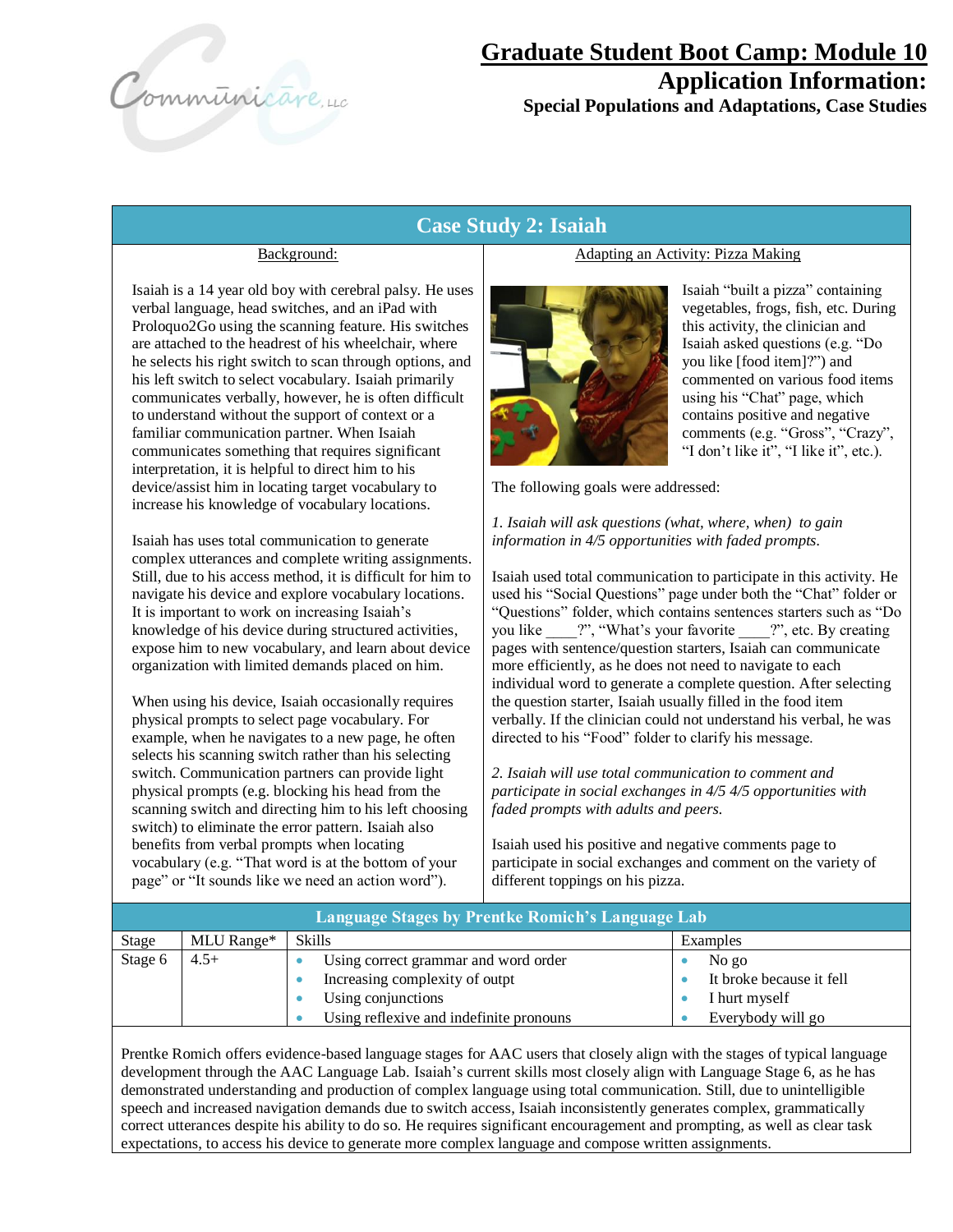# Graduate Student Boot Camp: Module 10

## Application Information:

### Special Populations and Adaptations, Case Studies

## Case Study 2: Isaiah

### Background:

Isaiah is a 14 year old boy with cerebral palsy. He uses verbal language, head switches, and an iPad with Proloquo2Go using the scanning feature. His switches are attached to the headrest of his wheelchair, where he selects his right switch to scan through options, and his left switch to select vocabulary. Isaiah primarily communicates verbally, however, he is often difficult to understand without the support of context or a familiar communication partner. When Isaiah communicates something that requires significant interpretation, it is helpful to direct him to his device/assist him in locating target vocabulary to increase his knowledge of vocabulary locations.

Isaiah has uses total communication to generate complex utterances and complete writing assignments. Still, due to his access method, it is difficult for him to navigate his device and explore vocabulary locations. It is important to work on increasing Isaiah's knowledge of his device during structured activities, expose him to new vocabulary, and learn about device organization with limited demands placed on him.

When using his device, Isaiah occasionally requires physical prompts to select page vocabulary. For example, when he navigates to a new page, he often selects his scanning switch rather than his selecting switch. Communication partners can provide light physical prompts (e.g. blocking his head from the scanning switch and directing him to his left choosing switch) to eliminate the error pattern. Isaiah also benefits from verbal prompts when locating vocabulary (e.g. "That word is at the bottom of your page" or "It sounds like we need an action word").

### Adapting an Activity: Pizza Making

Isaiah "built a pizza" containing vegetables, frogs, fish, etc. During this activity, the clinician and Isaiah asked questions (e.g. "Do you like [food item]?") and commented on various food items using his "Chat" page, which contains positive and negative comments (e.g. "Gross", "Crazy", "I don't like it", "I like it", etc.).

The following goals were addressed:

*1. Isaiah will ask questions (what, where, when) to gain information in 4/5 opportunities with faded prompts.*

Isaiah used total communication to participate in this activity. He used his "Social Questions" page under both the "Chat" folder or "Questions" folder, which contains sentences starters such as "Do you like ____?", "What's your favorite ____?", etc. By creating pages with sentence/question starters, Isaiah can communicate more efficiently, as he does not need to navigate to each individual word to generate a complete question. After selecting the question starter, Isaiah usually filled in the food item verbally. If the clinician could not understand his verbal, he was directed to his "Food" folder to clarify his message.

*2. Isaiah will use total communication to comment and participate in social exchanges in 4/5 4/5 opportunities with faded prompts with adults and peers.*

Isaiah used his positive and negative comments page to participate in social exchanges and comment on the variety of different toppings on his pizza.

### Language Stages by Prentke Romich's Language Lab

| Stage | MLU Range* | Skills | Examples |
|---|---|---|---|
| Stage 6 | 4.5+ | • Using correct grammar and word order<br>• Increasing complexity of outpt<br>• Using conjunctions<br>• Using reflexive and indefinite pronouns | • No go<br>• It broke because it fell<br>• I hurt myself<br>• Everybody will go |

Prentke Romich offers evidence-based language stages for AAC users that closely align with the stages of typical language development through the AAC Language Lab. Isaiah's current skills most closely align with Language Stage 6, as he has demonstrated understanding and production of complex language using total communication. Still, due to unintelligible speech and increased navigation demands due to switch access, Isaiah inconsistently generates complex, grammatically correct utterances despite his ability to do so. He requires significant encouragement and prompting, as well as clear task expectations, to access his device to generate more complex language and compose written assignments.